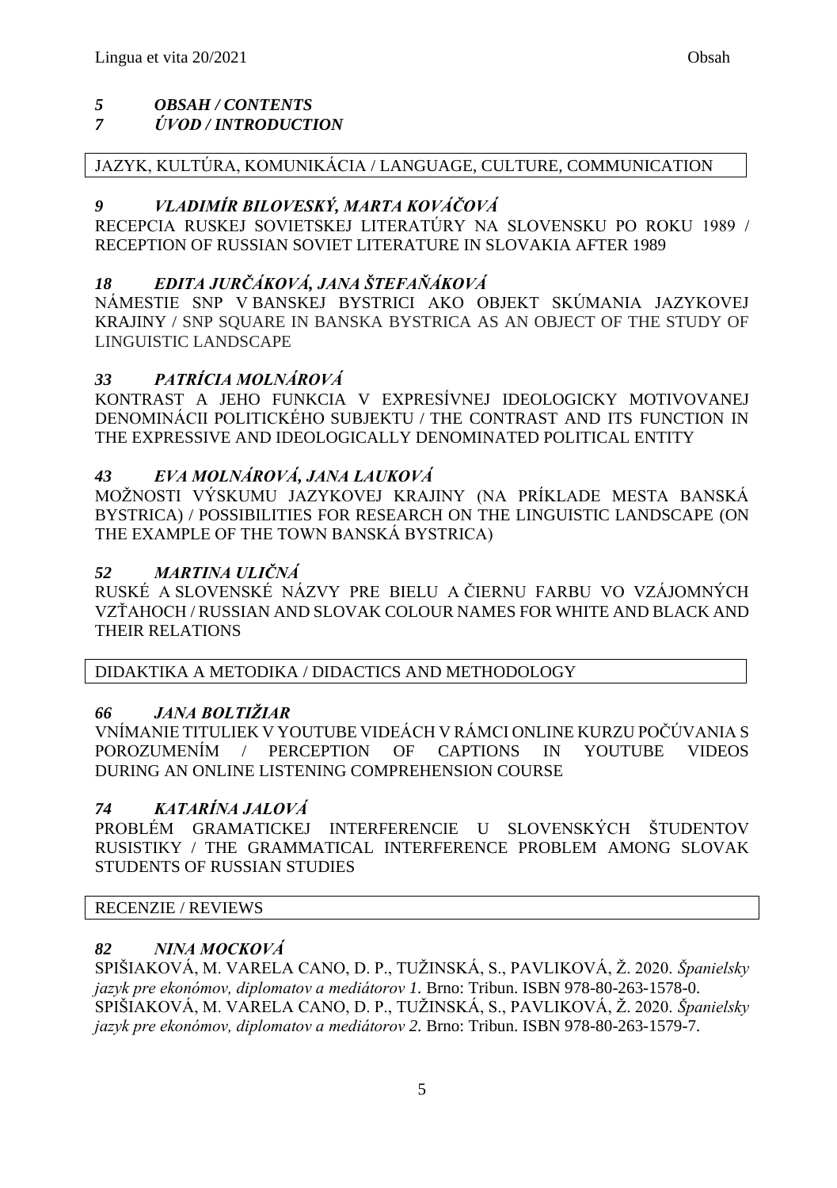*5 OBSAH / CONTENTS*

*7 ÚVOD / INTRODUCTION*

JAZYK, KULTÚRA, KOMUNIKÁCIA / LANGUAGE, CULTURE, COMMUNICATION

***9 VLADIMÍR BILOVESKÝ, MARTA KOVÁČOVÁ***

RECEPCIA RUSKEJ SOVIETSKEJ LITERATÚRY NA SLOVENSKU PO ROKU 1989 / RECEPTION OF RUSSIAN SOVIET LITERATURE IN SLOVAKIA AFTER 1989

***18 EDITA JURČÁKOVÁ, JANA ŠTEFAŇÁKOVÁ***

NÁMESTIE SNP V BANSKEJ BYSTRICI AKO OBJEKT SKÚMANIA JAZYKOVEJ KRAJINY / SNP SQUARE IN BANSKA BYSTRICA AS AN OBJECT OF THE STUDY OF LINGUISTIC LANDSCAPE

***33 PATRÍCIA MOLNÁROVÁ***

KONTRAST A JEHO FUNKCIA V EXPRESÍVNEJ IDEOLOGICKY MOTIVOVANEJ DENOMINÁCII POLITICKÉHO SUBJEKTU / THE CONTRAST AND ITS FUNCTION IN THE EXPRESSIVE AND IDEOLOGICALLY DENOMINATED POLITICAL ENTITY

***43 EVA MOLNÁROVÁ, JANA LAUKOVÁ***

MOŽNOSTI VÝSKUMU JAZYKOVEJ KRAJINY (NA PRÍKLADE MESTA BANSKÁ BYSTRICA) / POSSIBILITIES FOR RESEARCH ON THE LINGUISTIC LANDSCAPE (ON THE EXAMPLE OF THE TOWN BANSKÁ BYSTRICA)

***52 MARTINA ULIČNÁ***

RUSKÉ A SLOVENSKÉ NÁZVY PRE BIELU A ČIERNU FARBU VO VZÁJOMNÝCH VZŤAHOCH / RUSSIAN AND SLOVAK COLOUR NAMES FOR WHITE AND BLACK AND THEIR RELATIONS

DIDAKTIKA A METODIKA / DIDACTICS AND METHODOLOGY

***66 JANA BOLTIŽIAR***

VNÍMANIE TITULIEK V YOUTUBE VIDEÁCH V RÁMCI ONLINE KURZU POČÚVANIA S POROZUMENÍM / PERCEPTION OF CAPTIONS IN YOUTUBE VIDEOS DURING AN ONLINE LISTENING COMPREHENSION COURSE

***74 KATARÍNA JALOVÁ***

PROBLÉM GRAMATICKEJ INTERFERENCIE U SLOVENSKÝCH ŠTUDENTOV RUSISTIKY / THE GRAMMATICAL INTERFERENCE PROBLEM AMONG SLOVAK STUDENTS OF RUSSIAN STUDIES

RECENZIE / REVIEWS

***82 NINA MOCKOVÁ***

SPIŠIAKOVÁ, M. VARELA CANO, D. P., TUŽINSKÁ, S., PAVLIKOVÁ, Ž. 2020. *Španielsky jazyk pre ekonómov, diplomatov a mediátorov 1*. Brno: Tribun. ISBN 978-80-263-1578-0.
SPIŠIAKOVÁ, M. VARELA CANO, D. P., TUŽINSKÁ, S., PAVLIKOVÁ, Ž. 2020. *Španielsky jazyk pre ekonómov, diplomatov a mediátorov 2*. Brno: Tribun. ISBN 978-80-263-1579-7.